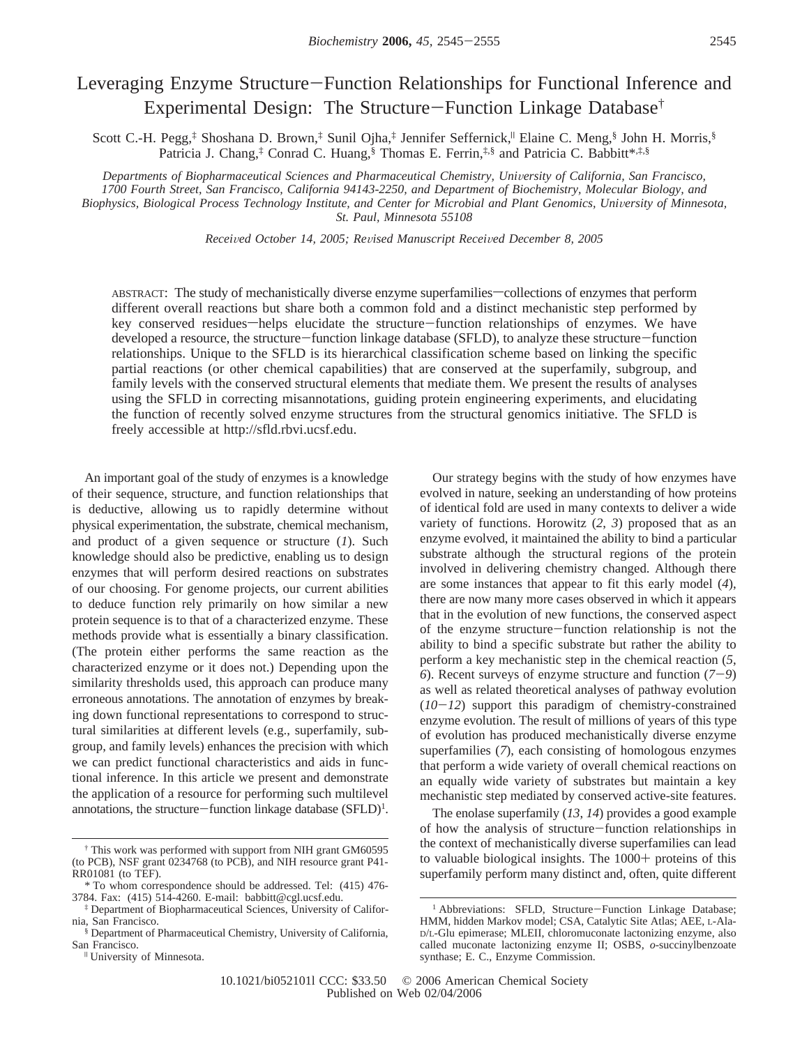# Leveraging Enzyme Structure–Function Relationships for Functional Inference and Experimental Design: The Structure–Function Linkage Database[†]

Scott C.-H. Pegg,[‡] Shoshana D. Brown,[‡] Sunil Ojha,[‡] Jennifer Seffernick,[||] Elaine C. Meng,[§] John H. Morris,[§] Patricia J. Chang,[‡] Conrad C. Huang,[§] Thomas E. Ferrin,[‡,§] and Patricia C. Babbitt*,[‡,§]

*Departments of Biopharmaceutical Sciences and Pharmaceutical Chemistry, University of California, San Francisco, 1700 Fourth Street, San Francisco, California 94143-2250, and Department of Biochemistry, Molecular Biology, and Biophysics, Biological Process Technology Institute, and Center for Microbial and Plant Genomics, University of Minnesota, St. Paul, Minnesota 55108*

*Received October 14, 2005; Revised Manuscript Received December 8, 2005*

ABSTRACT: The study of mechanistically diverse enzyme superfamilies—collections of enzymes that perform different overall reactions but share both a common fold and a distinct mechanistic step performed by key conserved residues—helps elucidate the structure–function relationships of enzymes. We have developed a resource, the structure–function linkage database (SFLD), to analyze these structure–function relationships. Unique to the SFLD is its hierarchical classification scheme based on linking the specific partial reactions (or other chemical capabilities) that are conserved at the superfamily, subgroup, and family levels with the conserved structural elements that mediate them. We present the results of analyses using the SFLD in correcting misannotations, guiding protein engineering experiments, and elucidating the function of recently solved enzyme structures from the structural genomics initiative. The SFLD is freely accessible at http://sfld.rbvi.ucsf.edu.

An important goal of the study of enzymes is a knowledge of their sequence, structure, and function relationships that is deductive, allowing us to rapidly determine without physical experimentation, the substrate, chemical mechanism, and product of a given sequence or structure (*1*). Such knowledge should also be predictive, enabling us to design enzymes that will perform desired reactions on substrates of our choosing. For genome projects, our current abilities to deduce function rely primarily on how similar a new protein sequence is to that of a characterized enzyme. These methods provide what is essentially a binary classification. (The protein either performs the same reaction as the characterized enzyme or it does not.) Depending upon the similarity thresholds used, this approach can produce many erroneous annotations. The annotation of enzymes by breaking down functional representations to correspond to structural similarities at different levels (e.g., superfamily, subgroup, and family levels) enhances the precision with which we can predict functional characteristics and aids in functional inference. In this article we present and demonstrate the application of a resource for performing such multilevel annotations, the structure–function linkage database (SFLD)[1].

Our strategy begins with the study of how enzymes have evolved in nature, seeking an understanding of how proteins of identical fold are used in many contexts to deliver a wide variety of functions. Horowitz (*2, 3*) proposed that as an enzyme evolved, it maintained the ability to bind a particular substrate although the structural regions of the protein involved in delivering chemistry changed. Although there are some instances that appear to fit this early model (*4*), there are now many more cases observed in which it appears that in the evolution of new functions, the conserved aspect of the enzyme structure–function relationship is not the ability to bind a specific substrate but rather the ability to perform a key mechanistic step in the chemical reaction (*5, 6*). Recent surveys of enzyme structure and function (*7–9*) as well as related theoretical analyses of pathway evolution (*10–12*) support this paradigm of chemistry-constrained enzyme evolution. The result of millions of years of this type of evolution has produced mechanistically diverse enzyme superfamilies (*7*), each consisting of homologous enzymes that perform a wide variety of overall chemical reactions on an equally wide variety of substrates but maintain a key mechanistic step mediated by conserved active-site features.

The enolase superfamily (*13, 14*) provides a good example of how the analysis of structure–function relationships in the context of mechanistically diverse superfamilies can lead to valuable biological insights. The 1000+ proteins of this superfamily perform many distinct and, often, quite different

---

[†] This work was performed with support from NIH grant GM60595 (to PCB), NSF grant 0234768 (to PCB), and NIH resource grant P41-RR01081 (to TEF).

\* To whom correspondence should be addressed. Tel: (415) 476-3784. Fax: (415) 514-4260. E-mail: babbitt@cgl.ucsf.edu.

[‡] Department of Biopharmaceutical Sciences, University of California, San Francisco.

[§] Department of Pharmaceutical Chemistry, University of California, San Francisco.

[||] University of Minnesota.

[1] Abbreviations: SFLD, Structure–Function Linkage Database; HMM, hidden Markov model; CSA, Catalytic Site Atlas; AEE, L-Ala-D/L-Glu epimerase; MLEII, chloromuconate lactonizing enzyme, also called muconate lactonizing enzyme II; OSBS, *o*-succinylbenzoate synthase; E. C., Enzyme Commission.

10.1021/bi052101l CCC: $33.50 © 2006 American Chemical Society
Published on Web 02/04/2006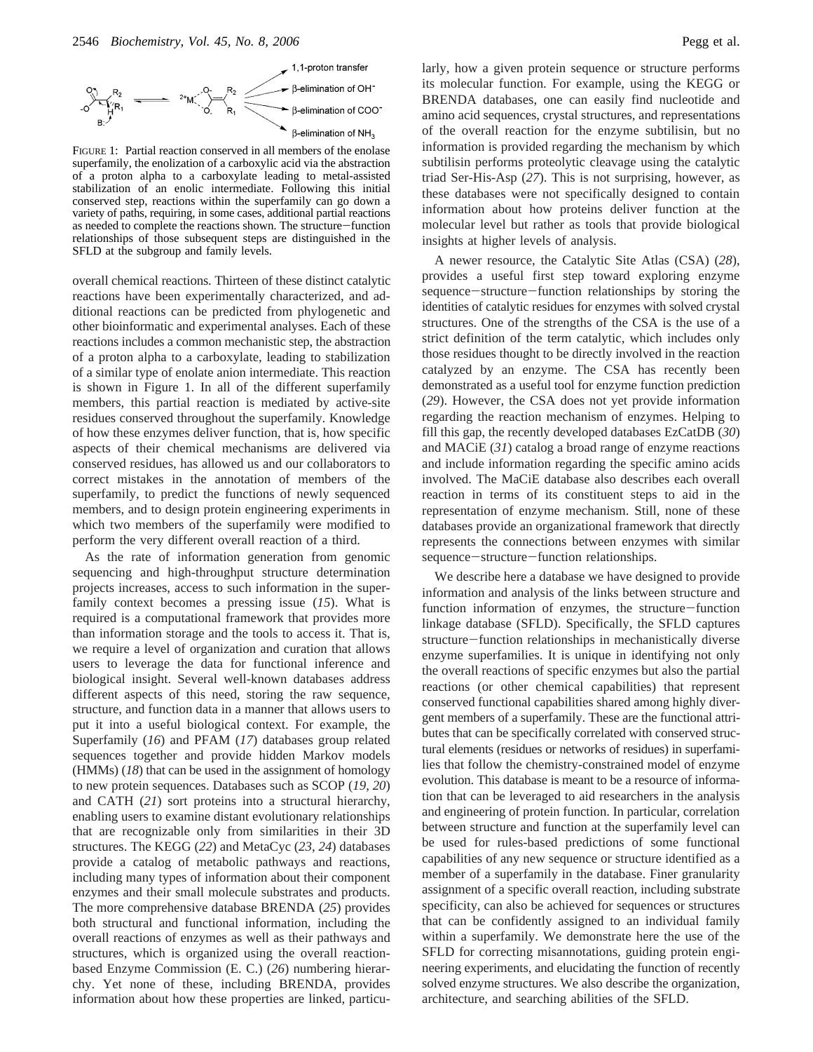FIGURE 1: Partial reaction conserved in all members of the enolase superfamily, the enolization of a carboxylic acid via the abstraction of a proton alpha to a carboxylate leading to metal-assisted stabilization of an enolic intermediate. Following this initial conserved step, reactions within the superfamily can go down a variety of paths, requiring, in some cases, additional partial reactions as needed to complete the reactions shown. The structure–function relationships of those subsequent steps are distinguished in the SFLD at the subgroup and family levels.

overall chemical reactions. Thirteen of these distinct catalytic reactions have been experimentally characterized, and additional reactions can be predicted from phylogenetic and other bioinformatic and experimental analyses. Each of these reactions includes a common mechanistic step, the abstraction of a proton alpha to a carboxylate, leading to stabilization of a similar type of enolate anion intermediate. This reaction is shown in Figure 1. In all of the different superfamily members, this partial reaction is mediated by active-site residues conserved throughout the superfamily. Knowledge of how these enzymes deliver function, that is, how specific aspects of their chemical mechanisms are delivered via conserved residues, has allowed us and our collaborators to correct mistakes in the annotation of members of the superfamily, to predict the functions of newly sequenced members, and to design protein engineering experiments in which two members of the superfamily were modified to perform the very different overall reaction of a third.

As the rate of information generation from genomic sequencing and high-throughput structure determination projects increases, access to such information in the superfamily context becomes a pressing issue (*15*). What is required is a computational framework that provides more than information storage and the tools to access it. That is, we require a level of organization and curation that allows users to leverage the data for functional inference and biological insight. Several well-known databases address different aspects of this need, storing the raw sequence, structure, and function data in a manner that allows users to put it into a useful biological context. For example, the Superfamily (*16*) and PFAM (*17*) databases group related sequences together and provide hidden Markov models (HMMs) (*18*) that can be used in the assignment of homology to new protein sequences. Databases such as SCOP (*19*, *20*) and CATH (*21*) sort proteins into a structural hierarchy, enabling users to examine distant evolutionary relationships that are recognizable only from similarities in their 3D structures. The KEGG (*22*) and MetaCyc (*23*, *24*) databases provide a catalog of metabolic pathways and reactions, including many types of information about their component enzymes and their small molecule substrates and products. The more comprehensive database BRENDA (*25*) provides both structural and functional information, including the overall reactions of enzymes as well as their pathways and structures, which is organized using the overall reaction-based Enzyme Commission (E. C.) (*26*) numbering hierarchy. Yet none of these, including BRENDA, provides information about how these properties are linked, particularly, how a given protein sequence or structure performs its molecular function. For example, using the KEGG or BRENDA databases, one can easily find nucleotide and amino acid sequences, crystal structures, and representations of the overall reaction for the enzyme subtilisin, but no information is provided regarding the mechanism by which subtilisin performs proteolytic cleavage using the catalytic triad Ser-His-Asp (*27*). This is not surprising, however, as these databases were not specifically designed to contain information about how proteins deliver function at the molecular level but rather as tools that provide biological insights at higher levels of analysis.

A newer resource, the Catalytic Site Atlas (CSA) (*28*), provides a useful first step toward exploring enzyme sequence–structure–function relationships by storing the identities of catalytic residues for enzymes with solved crystal structures. One of the strengths of the CSA is the use of a strict definition of the term catalytic, which includes only those residues thought to be directly involved in the reaction catalyzed by an enzyme. The CSA has recently been demonstrated as a useful tool for enzyme function prediction (*29*). However, the CSA does not yet provide information regarding the reaction mechanism of enzymes. Helping to fill this gap, the recently developed databases EzCatDB (*30*) and MACiE (*31*) catalog a broad range of enzyme reactions and include information regarding the specific amino acids involved. The MaCiE database also describes each overall reaction in terms of its constituent steps to aid in the representation of enzyme mechanism. Still, none of these databases provide an organizational framework that directly represents the connections between enzymes with similar sequence–structure–function relationships.

We describe here a database we have designed to provide information and analysis of the links between structure and function information of enzymes, the structure–function linkage database (SFLD). Specifically, the SFLD captures structure–function relationships in mechanistically diverse enzyme superfamilies. It is unique in identifying not only the overall reactions of specific enzymes but also the partial reactions (or other chemical capabilities) that represent conserved functional capabilities shared among highly divergent members of a superfamily. These are the functional attributes that can be specifically correlated with conserved structural elements (residues or networks of residues) in superfamilies that follow the chemistry-constrained model of enzyme evolution. This database is meant to be a resource of information that can be leveraged to aid researchers in the analysis and engineering of protein function. In particular, correlation between structure and function at the superfamily level can be used for rules-based predictions of some functional capabilities of any new sequence or structure identified as a member of a superfamily in the database. Finer granularity assignment of a specific overall reaction, including substrate specificity, can also be achieved for sequences or structures that can be confidently assigned to an individual family within a superfamily. We demonstrate here the use of the SFLD for correcting misannotations, guiding protein engineering experiments, and elucidating the function of recently solved enzyme structures. We also describe the organization, architecture, and searching abilities of the SFLD.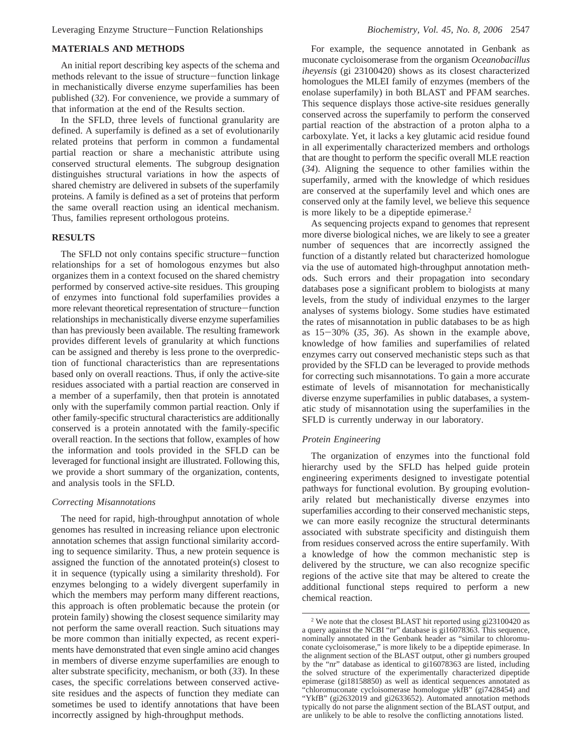## MATERIALS AND METHODS

An initial report describing key aspects of the schema and methods relevant to the issue of structure−function linkage in mechanistically diverse enzyme superfamilies has been published (*32*). For convenience, we provide a summary of that information at the end of the Results section.

In the SFLD, three levels of functional granularity are defined. A superfamily is defined as a set of evolutionarily related proteins that perform in common a fundamental partial reaction or share a mechanistic attribute using conserved structural elements. The subgroup designation distinguishes structural variations in how the aspects of shared chemistry are delivered in subsets of the superfamily proteins. A family is defined as a set of proteins that perform the same overall reaction using an identical mechanism. Thus, families represent orthologous proteins.

## RESULTS

The SFLD not only contains specific structure−function relationships for a set of homologous enzymes but also organizes them in a context focused on the shared chemistry performed by conserved active-site residues. This grouping of enzymes into functional fold superfamilies provides a more relevant theoretical representation of structure−function relationships in mechanistically diverse enzyme superfamilies than has previously been available. The resulting framework provides different levels of granularity at which functions can be assigned and thereby is less prone to the overprediction of functional characteristics than are representations based only on overall reactions. Thus, if only the active-site residues associated with a partial reaction are conserved in a member of a superfamily, then that protein is annotated only with the superfamily common partial reaction. Only if other family-specific structural characteristics are additionally conserved is a protein annotated with the family-specific overall reaction. In the sections that follow, examples of how the information and tools provided in the SFLD can be leveraged for functional insight are illustrated. Following this, we provide a short summary of the organization, contents, and analysis tools in the SFLD.

### *Correcting Misannotations*

The need for rapid, high-throughput annotation of whole genomes has resulted in increasing reliance upon electronic annotation schemes that assign functional similarity according to sequence similarity. Thus, a new protein sequence is assigned the function of the annotated protein(s) closest to it in sequence (typically using a similarity threshold). For enzymes belonging to a widely divergent superfamily in which the members may perform many different reactions, this approach is often problematic because the protein (or protein family) showing the closest sequence similarity may not perform the same overall reaction. Such situations may be more common than initially expected, as recent experiments have demonstrated that even single amino acid changes in members of diverse enzyme superfamilies are enough to alter substrate specificity, mechanism, or both (*33*). In these cases, the specific correlations between conserved active-site residues and the aspects of function they mediate can sometimes be used to identify annotations that have been incorrectly assigned by high-throughput methods.

For example, the sequence annotated in Genbank as muconate cycloisomerase from the organism *Oceanobacillus iheyensis* (gi 23100420) shows as its closest characterized homologues the MLEI family of enzymes (members of the enolase superfamily) in both BLAST and PFAM searches. This sequence displays those active-site residues generally conserved across the superfamily to perform the conserved partial reaction of the abstraction of a proton alpha to a carboxylate. Yet, it lacks a key glutamic acid residue found in all experimentally characterized members and orthologs that are thought to perform the specific overall MLE reaction (*34*). Aligning the sequence to other families within the superfamily, armed with the knowledge of which residues are conserved at the superfamily level and which ones are conserved only at the family level, we believe this sequence is more likely to be a dipeptide epimerase.[2]

As sequencing projects expand to genomes that represent more diverse biological niches, we are likely to see a greater number of sequences that are incorrectly assigned the function of a distantly related but characterized homologue via the use of automated high-throughput annotation methods. Such errors and their propagation into secondary databases pose a significant problem to biologists at many levels, from the study of individual enzymes to the larger analyses of systems biology. Some studies have estimated the rates of misannotation in public databases to be as high as 15−30% (*35*, *36*). As shown in the example above, knowledge of how families and superfamilies of related enzymes carry out conserved mechanistic steps such as that provided by the SFLD can be leveraged to provide methods for correcting such misannotations. To gain a more accurate estimate of levels of misannotation for mechanistically diverse enzyme superfamilies in public databases, a systematic study of misannotation using the superfamilies in the SFLD is currently underway in our laboratory.

### *Protein Engineering*

The organization of enzymes into the functional fold hierarchy used by the SFLD has helped guide protein engineering experiments designed to investigate potential pathways for functional evolution. By grouping evolutionarily related but mechanistically diverse enzymes into superfamilies according to their conserved mechanistic steps, we can more easily recognize the structural determinants associated with substrate specificity and distinguish them from residues conserved across the entire superfamily. With a knowledge of how the common mechanistic step is delivered by the structure, we can also recognize specific regions of the active site that may be altered to create the additional functional steps required to perform a new chemical reaction.

---

[2] We note that the closest BLAST hit reported using gi23100420 as a query against the NCBI "nr" database is gi16078363. This sequence, nominally annotated in the Genbank header as "similar to chloromuconate cycloisomerase," is more likely to be a dipeptide epimerase. In the alignment section of the BLAST output, other gi numbers grouped by the "nr" database as identical to gi16078363 are listed, including the solved structure of the experimentally characterized dipeptide epimerase (gi18158850) as well as identical sequences annotated as "chloromuconate cycloisomerase homologue ykfB" (gi7428454) and "YkfB" (gi2632019 and gi2633652). Automated annotation methods typically do not parse the alignment section of the BLAST output, and are unlikely to be able to resolve the conflicting annotations listed.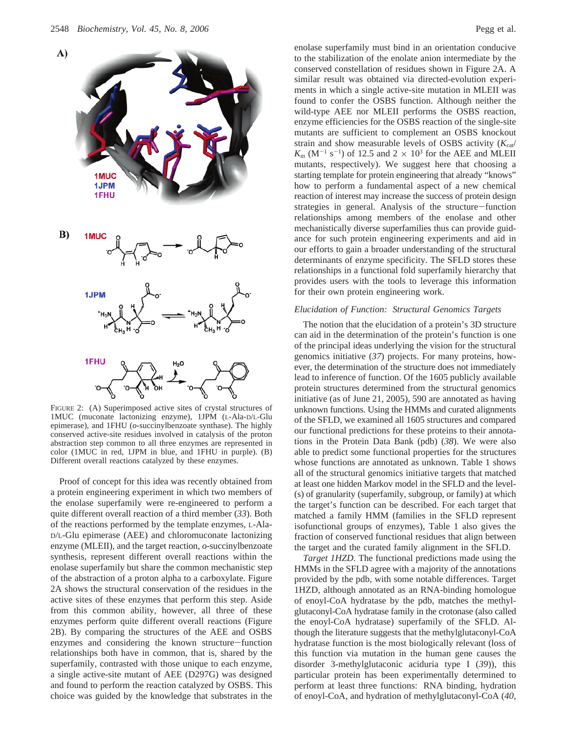FIGURE 2: (A) Superimposed active sites of crystal structures of 1MUC (muconate lactonizing enzyme), 1JPM (L-Ala-D/L-Glu epimerase), and 1FHU (*o*-succinylbenzoate synthase). The highly conserved active-site residues involved in catalysis of the proton abstraction step common to all three enzymes are represented in color (1MUC in red, 1JPM in blue, and 1FHU in purple). (B) Different overall reactions catalyzed by these enzymes.

Proof of concept for this idea was recently obtained from a protein engineering experiment in which two members of the enolase superfamily were re-engineered to perform a quite different overall reaction of a third member (*33*). Both of the reactions performed by the template enzymes, L-Ala-D/L-Glu epimerase (AEE) and chloromuconate lactonizing enzyme (MLEII), and the target reaction, *o*-succinylbenzoate synthesis, represent different overall reactions within the enolase superfamily but share the common mechanistic step of the abstraction of a proton alpha to a carboxylate. Figure 2A shows the structural conservation of the residues in the active sites of these enzymes that perform this step. Aside from this common ability, however, all three of these enzymes perform quite different overall reactions (Figure 2B). By comparing the structures of the AEE and OSBS enzymes and considering the known structure–function relationships both have in common, that is, shared by the superfamily, contrasted with those unique to each enzyme, a single active-site mutant of AEE (D297G) was designed and found to perform the reaction catalyzed by OSBS. This choice was guided by the knowledge that substrates in the enolase superfamily must bind in an orientation conducive to the stabilization of the enolate anion intermediate by the conserved constellation of residues shown in Figure 2A. A similar result was obtained via directed-evolution experiments in which a single active-site mutation in MLEII was found to confer the OSBS function. Although neither the wild-type AEE nor MLEII performs the OSBS reaction, enzyme efficiencies for the OSBS reaction of the single-site mutants are sufficient to complement an OSBS knockout strain and show measurable levels of OSBS activity ($K_{cat}/K_m$ ($M^{-1}$ $s^{-1}$) of 12.5 and $2 \times 10^3$ for the AEE and MLEII mutants, respectively). We suggest here that choosing a starting template for protein engineering that already "knows" how to perform a fundamental aspect of a new chemical reaction of interest may increase the success of protein design strategies in general. Analysis of the structure–function relationships among members of the enolase and other mechanistically diverse superfamilies thus can provide guidance for such protein engineering experiments and aid in our efforts to gain a broader understanding of the structural determinants of enzyme specificity. The SFLD stores these relationships in a functional fold superfamily hierarchy that provides users with the tools to leverage this information for their own protein engineering work.

### *Elucidation of Function: Structural Genomics Targets*

The notion that the elucidation of a protein's 3D structure can aid in the determination of the protein's function is one of the principal ideas underlying the vision for the structural genomics initiative (*37*) projects. For many proteins, however, the determination of the structure does not immediately lead to inference of function. Of the 1605 publicly available protein structures determined from the structural genomics initiative (as of June 21, 2005), 590 are annotated as having unknown functions. Using the HMMs and curated alignments of the SFLD, we examined all 1605 structures and compared our functional predictions for these proteins to their annotations in the Protein Data Bank (pdb) (*38*). We were also able to predict some functional properties for the structures whose functions are annotated as unknown. Table 1 shows all of the structural genomics initiative targets that matched at least one hidden Markov model in the SFLD and the level(s) of granularity (superfamily, subgroup, or family) at which the target's function can be described. For each target that matched a family HMM (families in the SFLD represent isofunctional groups of enzymes), Table 1 also gives the fraction of conserved functional residues that align between the target and the curated family alignment in the SFLD.

*Target 1HZD.* The functional predictions made using the HMMs in the SFLD agree with a majority of the annotations provided by the pdb, with some notable differences. Target 1HZD, although annotated as an RNA-binding homologue of enoyl-CoA hydratase by the pdb, matches the methylglutaconyl-CoA hydratase family in the crotonase (also called the enoyl-CoA hydratase) superfamily of the SFLD. Although the literature suggests that the methylglutaconyl-CoA hydratase function is the most biologically relevant (loss of this function via mutation in the human gene causes the disorder 3-methylglutaconic aciduria type I (*39*)), this particular protein has been experimentally determined to perform at least three functions: RNA binding, hydration of enoyl-CoA, and hydration of methylglutaconyl-CoA (*40*,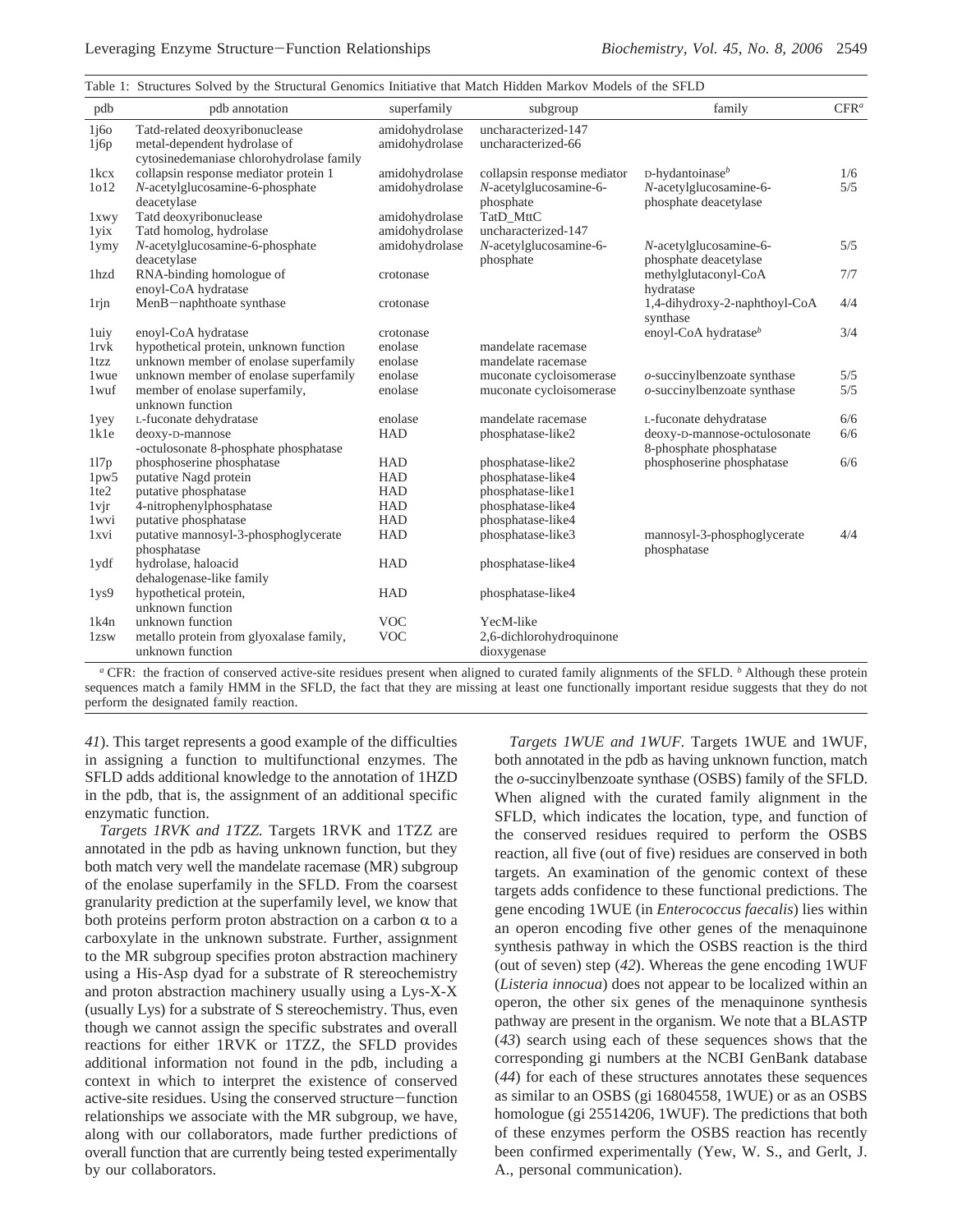Table 1: Structures Solved by the Structural Genomics Initiative that Match Hidden Markov Models of the SFLD

| pdb | pdb annotation | superfamily | subgroup | family | CFR[a] |
|---|---|---|---|---|---|
| 1j6o | Tatd-related deoxyribonuclease | amidohydrolase | uncharacterized-147 | | |
| 1j6p | metal-dependent hydrolase of cytosinedemaniase chlorohydrolase family | amidohydrolase | uncharacterized-66 | | |
| 1kcx | collapsin response mediator protein 1 | amidohydrolase | collapsin response mediator | D-hydantoinase[b] | 1/6 |
| 1o12 | N-acetylglucosamine-6-phosphate deacetylase | amidohydrolase | N-acetylglucosamine-6-phosphate | N-acetylglucosamine-6-phosphate deacetylase | 5/5 |
| 1xwy | Tatd deoxyribonuclease | amidohydrolase | TatD_MttC | | |
| 1yix | Tatd homolog, hydrolase | amidohydrolase | uncharacterized-147 | | |
| 1ymy | N-acetylglucosamine-6-phosphate deacetylase | amidohydrolase | N-acetylglucosamine-6-phosphate | N-acetylglucosamine-6-phosphate deacetylase | 5/5 |
| 1hzd | RNA-binding homologue of enoyl-CoA hydratase | crotonase | | methylglutaconyl-CoA hydratase | 7/7 |
| 1rjn | MenB−naphthoate synthase | crotonase | | 1,4-dihydroxy-2-naphthoyl-CoA synthase | 4/4 |
| 1uiy | enoyl-CoA hydratase | crotonase | | enoyl-CoA hydratase[b] | 3/4 |
| 1rvk | hypothetical protein, unknown function | enolase | mandelate racemase | | |
| 1tzz | unknown member of enolase superfamily | enolase | mandelate racemase | | |
| 1wue | unknown member of enolase superfamily | enolase | muconate cycloisomerase | o-succinylbenzoate synthase | 5/5 |
| 1wuf | member of enolase superfamily, unknown function | enolase | muconate cycloisomerase | o-succinylbenzoate synthase | 5/5 |
| 1yey | L-fuconate dehydratase | enolase | mandelate racemase | L-fuconate dehydratase | 6/6 |
| 1k1e | deoxy-D-mannose -octulosonate 8-phosphate phosphatase | HAD | phosphatase-like2 | deoxy-D-mannose-octulosonate 8-phosphate phosphatase | 6/6 |
| 1l7p | phosphoserine phosphatase | HAD | phosphatase-like2 | phosphoserine phosphatase | 6/6 |
| 1pw5 | putative Nagd protein | HAD | phosphatase-like4 | | |
| 1te2 | putative phosphatase | HAD | phosphatase-like1 | | |
| 1vjr | 4-nitrophenylphosphatase | HAD | phosphatase-like4 | | |
| 1wvi | putative phosphatase | HAD | phosphatase-like4 | | |
| 1xvi | putative mannosyl-3-phosphoglycerate phosphatase | HAD | phosphatase-like3 | mannosyl-3-phosphoglycerate phosphatase | 4/4 |
| 1ydf | hydrolase, haloacid dehalogenase-like family | HAD | phosphatase-like4 | | |
| 1ys9 | hypothetical protein, unknown function | HAD | phosphatase-like4 | | |
| 1k4n | unknown function | VOC | YecM-like | | |
| 1zsw | metallo protein from glyoxalase family, unknown function | VOC | 2,6-dichlorohydroquinone dioxygenase | | |

[a] CFR: the fraction of conserved active-site residues present when aligned to curated family alignments of the SFLD. [b] Although these protein sequences match a family HMM in the SFLD, the fact that they are missing at least one functionally important residue suggests that they do not perform the designated family reaction.

*41*). This target represents a good example of the difficulties in assigning a function to multifunctional enzymes. The SFLD adds additional knowledge to the annotation of 1HZD in the pdb, that is, the assignment of an additional specific enzymatic function.

*Targets 1RVK and 1TZZ.* Targets 1RVK and 1TZZ are annotated in the pdb as having unknown function, but they both match very well the mandelate racemase (MR) subgroup of the enolase superfamily in the SFLD. From the coarsest granularity prediction at the superfamily level, we know that both proteins perform proton abstraction on a carbon α to a carboxylate in the unknown substrate. Further, assignment to the MR subgroup specifies proton abstraction machinery using a His-Asp dyad for a substrate of R stereochemistry and proton abstraction machinery usually using a Lys-X-X (usually Lys) for a substrate of S stereochemistry. Thus, even though we cannot assign the specific substrates and overall reactions for either 1RVK or 1TZZ, the SFLD provides additional information not found in the pdb, including a context in which to interpret the existence of conserved active-site residues. Using the conserved structure−function relationships we associate with the MR subgroup, we have, along with our collaborators, made further predictions of overall function that are currently being tested experimentally by our collaborators.

*Targets 1WUE and 1WUF.* Targets 1WUE and 1WUF, both annotated in the pdb as having unknown function, match the *o*-succinylbenzoate synthase (OSBS) family of the SFLD. When aligned with the curated family alignment in the SFLD, which indicates the location, type, and function of the conserved residues required to perform the OSBS reaction, all five (out of five) residues are conserved in both targets. An examination of the genomic context of these targets adds confidence to these functional predictions. The gene encoding 1WUE (in *Enterococcus faecalis*) lies within an operon encoding five other genes of the menaquinone synthesis pathway in which the OSBS reaction is the third (out of seven) step (*42*). Whereas the gene encoding 1WUF (*Listeria innocua*) does not appear to be localized within an operon, the other six genes of the menaquinone synthesis pathway are present in the organism. We note that a BLASTP (*43*) search using each of these sequences shows that the corresponding gi numbers at the NCBI GenBank database (*44*) for each of these structures annotates these sequences as similar to an OSBS (gi 16804558, 1WUE) or as an OSBS homologue (gi 25514206, 1WUF). The predictions that both of these enzymes perform the OSBS reaction has recently been confirmed experimentally (Yew, W. S., and Gerlt, J. A., personal communication).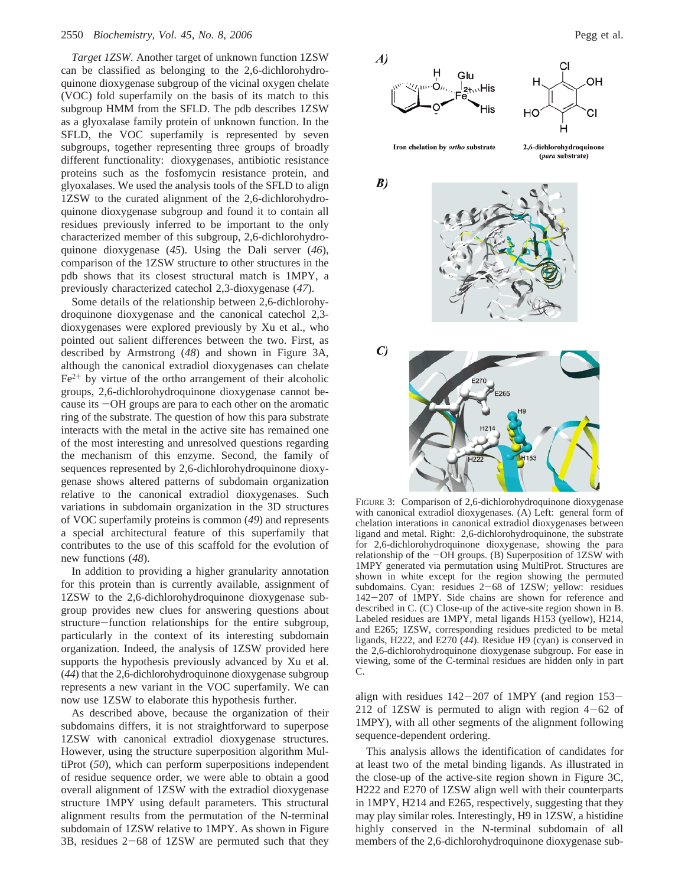*Target 1ZSW.* Another target of unknown function 1ZSW can be classified as belonging to the 2,6-dichlorohydroquinone dioxygenase subgroup of the vicinal oxygen chelate (VOC) fold superfamily on the basis of its match to this subgroup HMM from the SFLD. The pdb describes 1ZSW as a glyoxalase family protein of unknown function. In the SFLD, the VOC superfamily is represented by seven subgroups, together representing three groups of broadly different functionality: dioxygenases, antibiotic resistance proteins such as the fosfomycin resistance protein, and glyoxalases. We used the analysis tools of the SFLD to align 1ZSW to the curated alignment of the 2,6-dichlorohydroquinone dioxygenase subgroup and found it to contain all residues previously inferred to be important to the only characterized member of this subgroup, 2,6-dichlorohydroquinone dioxygenase (*45*). Using the Dali server (*46*), comparison of the 1ZSW structure to other structures in the pdb shows that its closest structural match is 1MPY, a previously characterized catechol 2,3-dioxygenase (*47*).

Some details of the relationship between 2,6-dichlorohydroquinone dioxygenase and the canonical catechol 2,3-dioxygenases were explored previously by Xu et al., who pointed out salient differences between the two. First, as described by Armstrong (*48*) and shown in Figure 3A, although the canonical extradiol dioxygenases can chelate $Fe^{2+}$ by virtue of the ortho arrangement of their alcoholic groups, 2,6-dichlorohydroquinone dioxygenase cannot because its −OH groups are para to each other on the aromatic ring of the substrate. The question of how this para substrate interacts with the metal in the active site has remained one of the most interesting and unresolved questions regarding the mechanism of this enzyme. Second, the family of sequences represented by 2,6-dichlorohydroquinone dioxygenase shows altered patterns of subdomain organization relative to the canonical extradiol dioxygenases. Such variations in subdomain organization in the 3D structures of VOC superfamily proteins is common (*49*) and represents a special architectural feature of this superfamily that contributes to the use of this scaffold for the evolution of new functions (*48*).

In addition to providing a higher granularity annotation for this protein than is currently available, assignment of 1ZSW to the 2,6-dichlorohydroquinone dioxygenase subgroup provides new clues for answering questions about structure−function relationships for the entire subgroup, particularly in the context of its interesting subdomain organization. Indeed, the analysis of 1ZSW provided here supports the hypothesis previously advanced by Xu et al. (*44*) that the 2,6-dichlorohydroquinone dioxygenase subgroup represents a new variant in the VOC superfamily. We can now use 1ZSW to elaborate this hypothesis further.

As described above, because the organization of their subdomains differs, it is not straightforward to superpose 1ZSW with canonical extradiol dioxygenase structures. However, using the structure superposition algorithm MultiProt (*50*), which can perform superpositions independent of residue sequence order, we were able to obtain a good overall alignment of 1ZSW with the extradiol dioxygenase structure 1MPY using default parameters. This structural alignment results from the permutation of the N-terminal subdomain of 1ZSW relative to 1MPY. As shown in Figure 3B, residues 2−68 of 1ZSW are permuted such that they align with residues 142−207 of 1MPY (and region 153−212 of 1ZSW is permuted to align with region 4−62 of 1MPY), with all other segments of the alignment following sequence-dependent ordering.

FIGURE 3: Comparison of 2,6-dichlorohydroquinone dioxygenase with canonical extradiol dioxygenases. (A) Left: general form of chelation interactions in canonical extradiol dioxygenases between ligand and metal. Right: 2,6-dichlorohydroquinone, the substrate for 2,6-dichlorohydroquinone dioxygenase, showing the para relationship of the −OH groups. (B) Superposition of 1ZSW with 1MPY generated via permutation using MultiProt. Structures are shown in white except for the region showing the permuted subdomains. Cyan: residues 2−68 of 1ZSW; yellow: residues 142−207 of 1MPY. Side chains are shown for residues and described in C. (C) Close-up of the active-site region shown in B. Labeled residues are 1MPY, metal ligands H153 (yellow), H214, and E265; 1ZSW, corresponding residues predicted to be metal ligands, H222, and E270 (*44*). Residue H9 (cyan) is conserved in the 2,6-dichlorohydroquinone dioxygenase subgroup. For ease in viewing, some of the C-terminal residues are hidden only in part C.

This analysis allows the identification of candidates for at least two of the metal binding ligands. As illustrated in the close-up of the active-site region shown in Figure 3C, H222 and E270 of 1ZSW align well with their counterparts in 1MPY, H214 and E265, respectively, suggesting that they may play similar roles. Interestingly, H9 in 1ZSW, a histidine highly conserved in the N-terminal subdomain of all members of the 2,6-dichlorohydroquinone dioxygenase sub-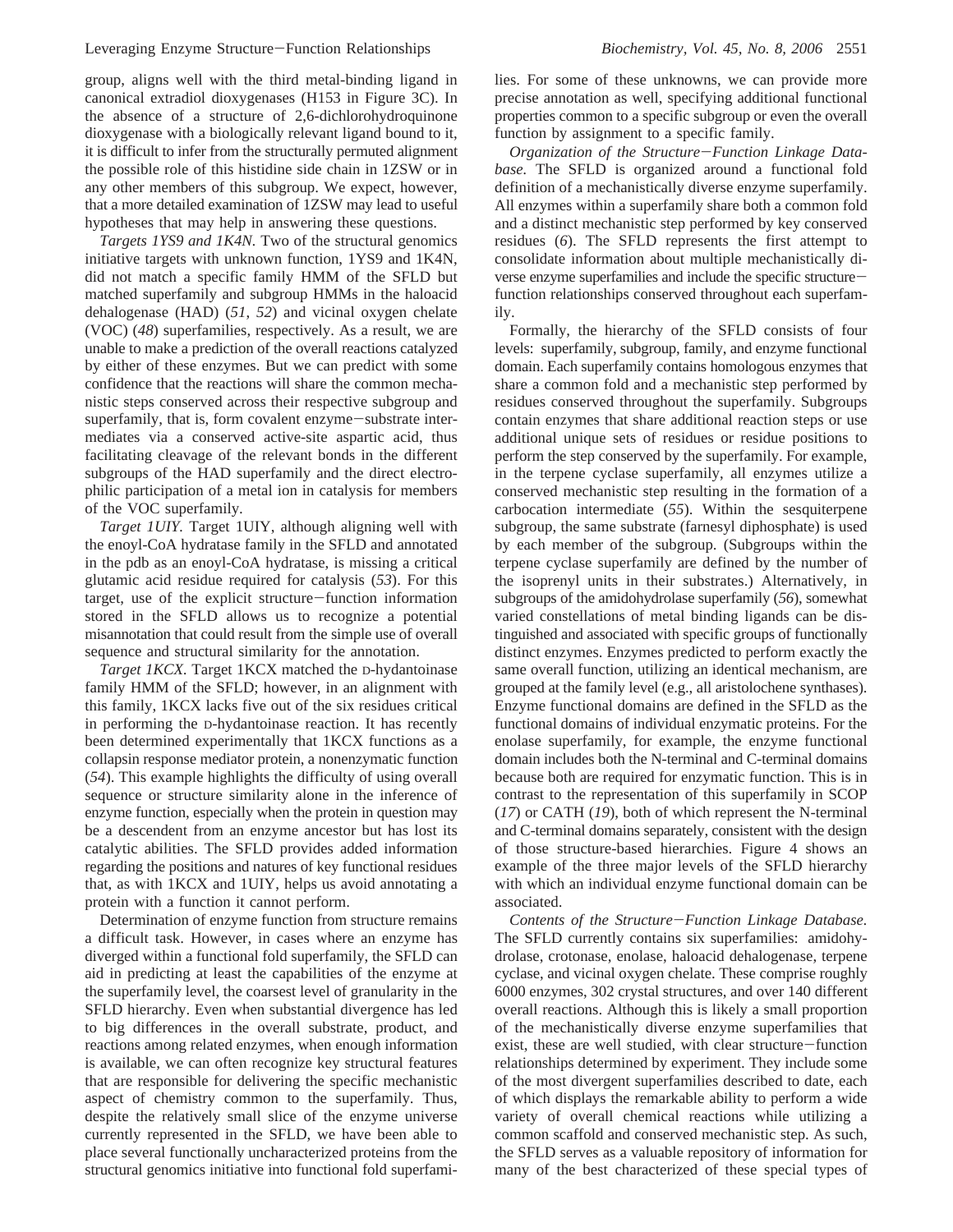group, aligns well with the third metal-binding ligand in canonical extradiol dioxygenases (H153 in Figure 3C). In the absence of a structure of 2,6-dichlorohydroquinone dioxygenase with a biologically relevant ligand bound to it, it is difficult to infer from the structurally permuted alignment the possible role of this histidine side chain in 1ZSW or in any other members of this subgroup. We expect, however, that a more detailed examination of 1ZSW may lead to useful hypotheses that may help in answering these questions.

*Targets 1YS9 and 1K4N.* Two of the structural genomics initiative targets with unknown function, 1YS9 and 1K4N, did not match a specific family HMM of the SFLD but matched superfamily and subgroup HMMs in the haloacid dehalogenase (HAD) (*51*, *52*) and vicinal oxygen chelate (VOC) (*48*) superfamilies, respectively. As a result, we are unable to make a prediction of the overall reactions catalyzed by either of these enzymes. But we can predict with some confidence that the reactions will share the common mechanistic steps conserved across their respective subgroup and superfamily, that is, form covalent enzyme−substrate intermediates via a conserved active-site aspartic acid, thus facilitating cleavage of the relevant bonds in the different subgroups of the HAD superfamily and the direct electrophilic participation of a metal ion in catalysis for members of the VOC superfamily.

*Target 1UIY.* Target 1UIY, although aligning well with the enoyl-CoA hydratase family in the SFLD and annotated in the pdb as an enoyl-CoA hydratase, is missing a critical glutamic acid residue required for catalysis (*53*). For this target, use of the explicit structure−function information stored in the SFLD allows us to recognize a potential misannotation that could result from the simple use of overall sequence and structural similarity for the annotation.

*Target 1KCX.* Target 1KCX matched the D-hydantoinase family HMM of the SFLD; however, in an alignment with this family, 1KCX lacks five out of the six residues critical in performing the D-hydantoinase reaction. It has recently been determined experimentally that 1KCX functions as a collapsin response mediator protein, a nonenzymatic function (*54*). This example highlights the difficulty of using overall sequence or structure similarity alone in the inference of enzyme function, especially when the protein in question may be a descendent from an enzyme ancestor but has lost its catalytic abilities. The SFLD provides added information regarding the positions and natures of key functional residues that, as with 1KCX and 1UIY, helps us avoid annotating a protein with a function it cannot perform.

Determination of enzyme function from structure remains a difficult task. However, in cases where an enzyme has diverged within a functional fold superfamily, the SFLD can aid in predicting at least the capabilities of the enzyme at the superfamily level, the coarsest level of granularity in the SFLD hierarchy. Even when substantial divergence has led to big differences in the overall substrate, product, and reactions among related enzymes, when enough information is available, we can often recognize key structural features that are responsible for delivering the specific mechanistic aspect of chemistry common to the superfamily. Thus, despite the relatively small slice of the enzyme universe currently represented in the SFLD, we have been able to place several functionally uncharacterized proteins from the structural genomics initiative into functional fold superfamilies. For some of these unknowns, we can provide more precise annotation as well, specifying additional functional properties common to a specific subgroup or even the overall function by assignment to a specific family.

*Organization of the Structure−Function Linkage Database.* The SFLD is organized around a functional fold definition of a mechanistically diverse enzyme superfamily. All enzymes within a superfamily share both a common fold and a distinct mechanistic step performed by key conserved residues (*6*). The SFLD represents the first attempt to consolidate information about multiple mechanistically diverse enzyme superfamilies and include the specific structure−function relationships conserved throughout each superfamily.

Formally, the hierarchy of the SFLD consists of four levels: superfamily, subgroup, family, and enzyme functional domain. Each superfamily contains homologous enzymes that share a common fold and a mechanistic step performed by residues conserved throughout the superfamily. Subgroups contain enzymes that share additional reaction steps or use additional unique sets of residues or residue positions to perform the step conserved by the superfamily. For example, in the terpene cyclase superfamily, all enzymes utilize a conserved mechanistic step resulting in the formation of a carbocation intermediate (*55*). Within the sesquiterpene subgroup, the same substrate (farnesyl diphosphate) is used by each member of the subgroup. (Subgroups within the terpene cyclase superfamily are defined by the number of the isoprenyl units in their substrates.) Alternatively, in subgroups of the amidohydrolase superfamily (*56*), somewhat varied constellations of metal binding ligands can be distinguished and associated with specific groups of functionally distinct enzymes. Enzymes predicted to perform exactly the same overall function, utilizing an identical mechanism, are grouped at the family level (e.g., all aristolochene synthases). Enzyme functional domains are defined in the SFLD as the functional domains of individual enzymatic proteins. For the enolase superfamily, for example, the enzyme functional domain includes both the N-terminal and C-terminal domains because both are required for enzymatic function. This is in contrast to the representation of this superfamily in SCOP (*17*) or CATH (*19*), both of which represent the N-terminal and C-terminal domains separately, consistent with the design of those structure-based hierarchies. Figure 4 shows an example of the three major levels of the SFLD hierarchy with which an individual enzyme functional domain can be associated.

*Contents of the Structure−Function Linkage Database.* The SFLD currently contains six superfamilies: amidohydrolase, crotonase, enolase, haloacid dehalogenase, terpene cyclase, and vicinal oxygen chelate. These comprise roughly 6000 enzymes, 302 crystal structures, and over 140 different overall reactions. Although this is likely a small proportion of the mechanistically diverse enzyme superfamilies that exist, these are well studied, with clear structure−function relationships determined by experiment. They include some of the most divergent superfamilies described to date, each of which displays the remarkable ability to perform a wide variety of overall chemical reactions while utilizing a common scaffold and conserved mechanistic step. As such, the SFLD serves as a valuable repository of information for many of the best characterized of these special types of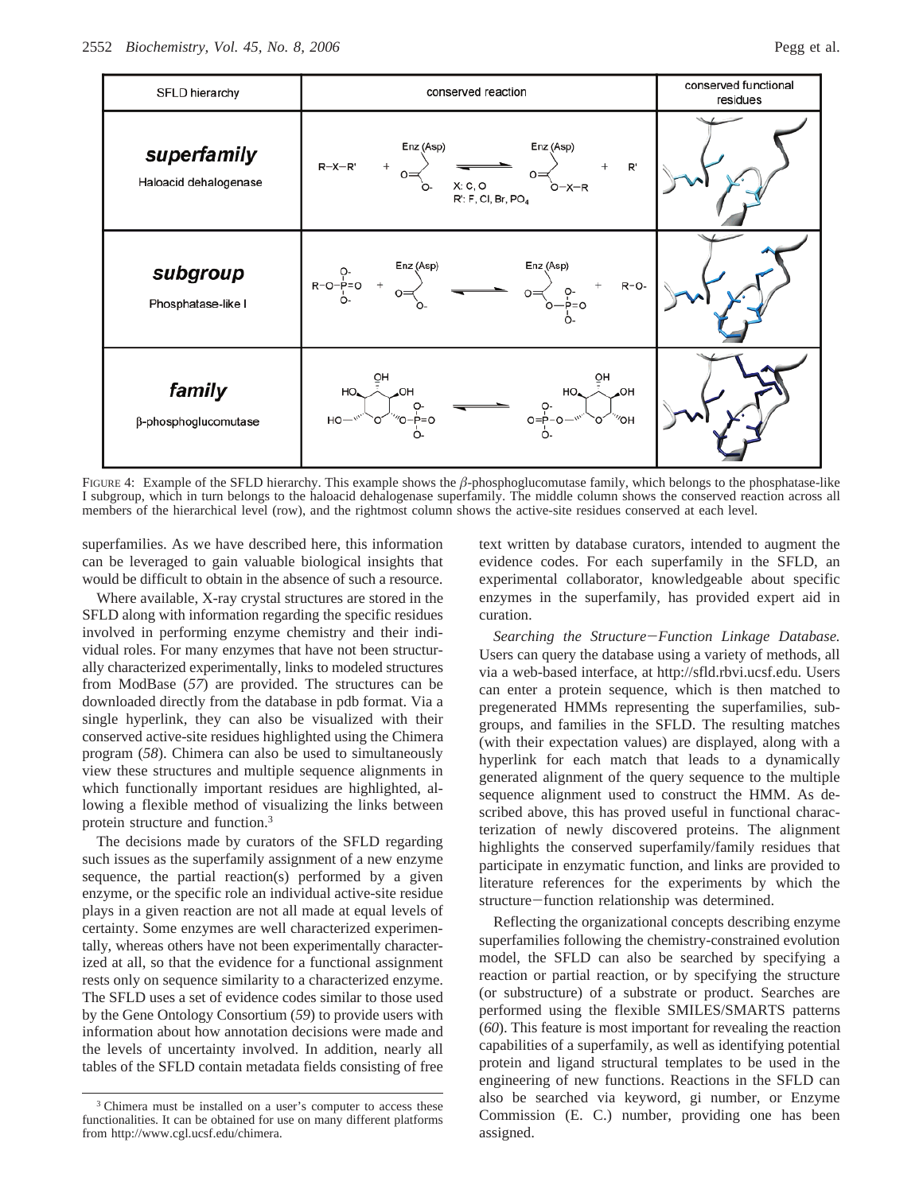| SFLD hierarchy | conserved reaction | conserved functional residues |
|---|---|---|
| ***superfamily*** Haloacid dehalogenase | R–X–R' + Enz (Asp) ⇌ Enz (Asp)–O–X–R + R'; X: C, O; R': F, Cl, Br, $PO_4$ | |
| ***subgroup*** Phosphatase-like I | $R–O–PO_3^{2-}$ + Enz (Asp) → Enz (Asp)–$O–PO_3^{2-}$ + R–O- | |
| ***family*** β-phosphoglucomutase | glucose phosphate ⇌ glucose phosphate | |

FIGURE 4: Example of the SFLD hierarchy. This example shows the β-phosphoglucomutase family, which belongs to the phosphatase-like I subgroup, which in turn belongs to the haloacid dehalogenase superfamily. The middle column shows the conserved reaction across all members of the hierarchical level (row), and the rightmost column shows the active-site residues conserved at each level.

superfamilies. As we have described here, this information can be leveraged to gain valuable biological insights that would be difficult to obtain in the absence of such a resource.

Where available, X-ray crystal structures are stored in the SFLD along with information regarding the specific residues involved in performing enzyme chemistry and their individual roles. For many enzymes that have not been structurally characterized experimentally, links to modeled structures from ModBase (*57*) are provided. The structures can be downloaded directly from the database in pdb format. Via a single hyperlink, they can also be visualized with their conserved active-site residues highlighted using the Chimera program (*58*). Chimera can also be used to simultaneously view these structures and multiple sequence alignments in which functionally important residues are highlighted, allowing a flexible method of visualizing the links between protein structure and function.[3]

The decisions made by curators of the SFLD regarding such issues as the superfamily assignment of a new enzyme sequence, the partial reaction(s) performed by a given enzyme, or the specific role an individual active-site residue plays in a given reaction are not all made at equal levels of certainty. Some enzymes are well characterized experimentally, whereas others have not been experimentally characterized at all, so that the evidence for a functional assignment rests only on sequence similarity to a characterized enzyme. The SFLD uses a set of evidence codes similar to those used by the Gene Ontology Consortium (*59*) to provide users with information about how annotation decisions were made and the levels of uncertainty involved. In addition, nearly all tables of the SFLD contain metadata fields consisting of free text written by database curators, intended to augment the evidence codes. For each superfamily in the SFLD, an experimental collaborator, knowledgeable about specific enzymes in the superfamily, has provided expert aid in curation.

*Searching the Structure–Function Linkage Database.* Users can query the database using a variety of methods, all via a web-based interface, at http://sfld.rbvi.ucsf.edu. Users can enter a protein sequence, which is then matched to pregenerated HMMs representing the superfamilies, subgroups, and families in the SFLD. The resulting matches (with their expectation values) are displayed, along with a hyperlink for each match that leads to a dynamically generated alignment of the query sequence to the multiple sequence alignment used to construct the HMM. As described above, this has proved useful in functional characterization of newly discovered proteins. The alignment highlights the conserved superfamily/family residues that participate in enzymatic function, and links are provided to literature references for the experiments by which the structure–function relationship was determined.

Reflecting the organizational concepts describing enzyme superfamilies following the chemistry-constrained evolution model, the SFLD can also be searched by specifying a reaction or partial reaction, or by specifying the structure (or substructure) of a substrate or product. Searches are performed using the flexible SMILES/SMARTS patterns (*60*). This feature is most important for revealing the reaction capabilities of a superfamily, as well as identifying potential protein and ligand structural templates to be used in the engineering of new functions. Reactions in the SFLD can also be searched via keyword, gi number, or Enzyme Commission (E. C.) number, providing one has been assigned.

[3] Chimera must be installed on a user's computer to access these functionalities. It can be obtained for use on many different platforms from http://www.cgl.ucsf.edu/chimera.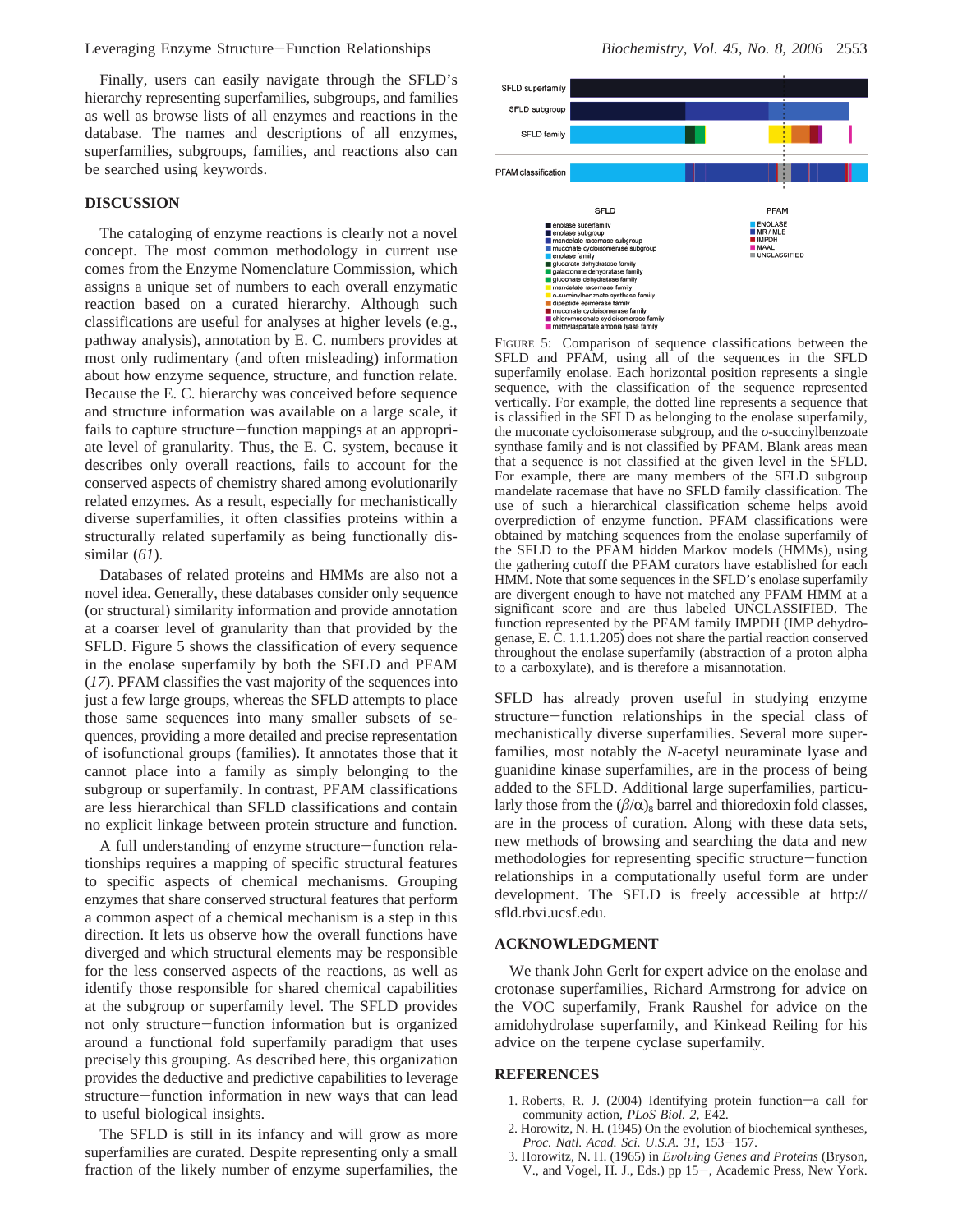Finally, users can easily navigate through the SFLD's hierarchy representing superfamilies, subgroups, and families as well as browse lists of all enzymes and reactions in the database. The names and descriptions of all enzymes, superfamilies, subgroups, families, and reactions also can be searched using keywords.

## DISCUSSION

The cataloging of enzyme reactions is clearly not a novel concept. The most common methodology in current use comes from the Enzyme Nomenclature Commission, which assigns a unique set of numbers to each overall enzymatic reaction based on a curated hierarchy. Although such classifications are useful for analyses at higher levels (e.g., pathway analysis), annotation by E. C. numbers provides at most only rudimentary (and often misleading) information about how enzyme sequence, structure, and function relate. Because the E. C. hierarchy was conceived before sequence and structure information was available on a large scale, it fails to capture structure–function mappings at an appropriate level of granularity. Thus, the E. C. system, because it describes only overall reactions, fails to account for the conserved aspects of chemistry shared among evolutionarily related enzymes. As a result, especially for mechanistically diverse superfamilies, it often classifies proteins within a structurally related superfamily as being functionally dissimilar (*61*).

Databases of related proteins and HMMs are also not a novel idea. Generally, these databases consider only sequence (or structural) similarity information and provide annotation at a coarser level of granularity than that provided by the SFLD. Figure 5 shows the classification of every sequence in the enolase superfamily by both the SFLD and PFAM (*17*). PFAM classifies the vast majority of the sequences into just a few large groups, whereas the SFLD attempts to place those same sequences into many smaller subsets of sequences, providing a more detailed and precise representation of isofunctional groups (families). It annotates those that it cannot place into a family as simply belonging to the subgroup or superfamily. In contrast, PFAM classifications are less hierarchical than SFLD classifications and contain no explicit linkage between protein structure and function.

A full understanding of enzyme structure–function relationships requires a mapping of specific structural features to specific aspects of chemical mechanisms. Grouping enzymes that share conserved structural features that perform a common aspect of a chemical mechanism is a step in this direction. It lets us observe how the overall functions have diverged and which structural elements may be responsible for the less conserved aspects of the reactions, as well as identify those responsible for shared chemical capabilities at the subgroup or superfamily level. The SFLD provides not only structure–function information but is organized around a functional fold superfamily paradigm that uses precisely this grouping. As described here, this organization provides the deductive and predictive capabilities to leverage structure–function information in new ways that can lead to useful biological insights.

The SFLD is still in its infancy and will grow as more superfamilies are curated. Despite representing only a small fraction of the likely number of enzyme superfamilies, the

FIGURE 5: Comparison of sequence classifications between the SFLD and PFAM, using all of the sequences in the SFLD superfamily enolase. Each horizontal position represents a single sequence, with the classification of the sequence represented vertically. For example, the dotted line represents a sequence that is classified in the SFLD as belonging to the enolase superfamily, the muconate cycloisomerase subgroup, and the *o*-succinylbenzoate synthase family and is not classified by PFAM. Blank areas mean that a sequence is not classified at the given level in the SFLD. For example, there are many members of the SFLD subgroup mandelate racemase that have no SFLD family classification. The use of such a hierarchical classification scheme helps avoid overprediction of enzyme function. PFAM classifications were obtained by matching sequences from the enolase superfamily of the SFLD to the PFAM hidden Markov models (HMMs), using the gathering cutoff the PFAM curators have established for each HMM. Note that some sequences in the SFLD's enolase superfamily are divergent enough to have not matched any PFAM HMM at a significant score and are thus labeled UNCLASSIFIED. The function represented by the PFAM family IMPDH (IMP dehydrogenase, E. C. 1.1.1.205) does not share the partial reaction conserved throughout the enolase superfamily (abstraction of a proton alpha to a carboxylate), and is therefore a misannotation.

SFLD has already proven useful in studying enzyme structure–function relationships in the special class of mechanistically diverse superfamilies. Several more superfamilies, most notably the *N*-acetyl neuraminate lyase and guanidine kinase superfamilies, are in the process of being added to the SFLD. Additional large superfamilies, particularly those from the $(\beta/\alpha)_8$ barrel and thioredoxin fold classes, are in the process of curation. Along with these data sets, new methods of browsing and searching the data and new methodologies for representing specific structure–function relationships in a computationally useful form are under development. The SFLD is freely accessible at http://sfld.rbvi.ucsf.edu.

## ACKNOWLEDGMENT

We thank John Gerlt for expert advice on the enolase and crotonase superfamilies, Richard Armstrong for advice on the VOC superfamily, Frank Raushel for advice on the amidohydrolase superfamily, and Kinkead Reiling for his advice on the terpene cyclase superfamily.

## REFERENCES

1. Roberts, R. J. (2004) Identifying protein function—a call for community action, *PLoS Biol. 2*, E42.
2. Horowitz, N. H. (1945) On the evolution of biochemical syntheses, *Proc. Natl. Acad. Sci. U.S.A. 31*, 153–157.
3. Horowitz, N. H. (1965) in *Evolving Genes and Proteins* (Bryson, V., and Vogel, H. J., Eds.) pp 15–, Academic Press, New York.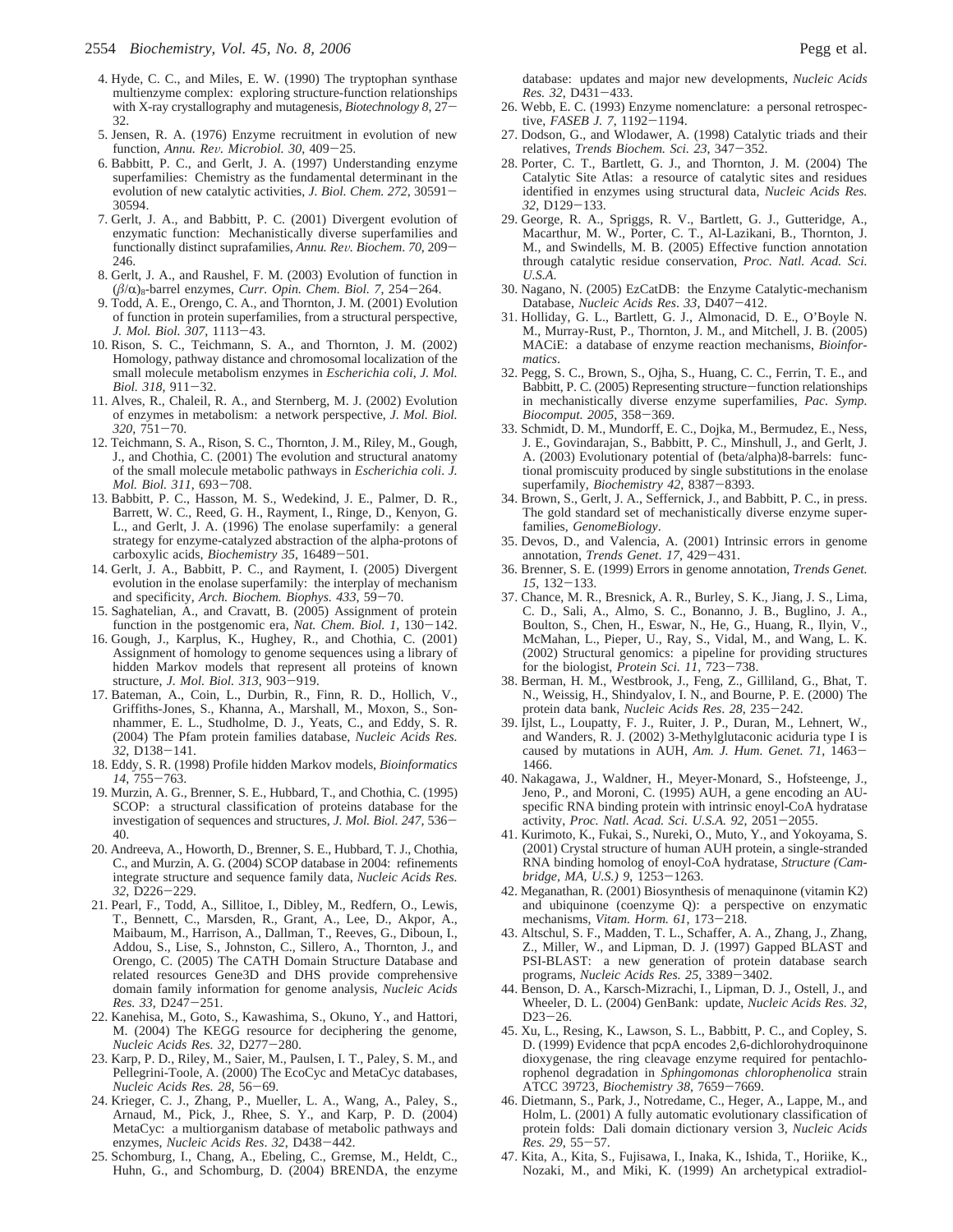4. Hyde, C. C., and Miles, E. W. (1990) The tryptophan synthase multienzyme complex: exploring structure-function relationships with X-ray crystallography and mutagenesis, *Biotechnology 8*, 27–32.
5. Jensen, R. A. (1976) Enzyme recruitment in evolution of new function, *Annu. Rev. Microbiol. 30*, 409–25.
6. Babbitt, P. C., and Gerlt, J. A. (1997) Understanding enzyme superfamilies: Chemistry as the fundamental determinant in the evolution of new catalytic activities, *J. Biol. Chem. 272*, 30591–30594.
7. Gerlt, J. A., and Babbitt, P. C. (2001) Divergent evolution of enzymatic function: Mechanistically diverse superfamilies and functionally distinct suprafamilies, *Annu. Rev. Biochem. 70*, 209–246.
8. Gerlt, J. A., and Raushel, F. M. (2003) Evolution of function in $(\beta/\alpha)_8$-barrel enzymes, *Curr. Opin. Chem. Biol. 7*, 254–264.
9. Todd, A. E., Orengo, C. A., and Thornton, J. M. (2001) Evolution of function in protein superfamilies, from a structural perspective, *J. Mol. Biol. 307*, 1113–43.
10. Rison, S. C., Teichmann, S. A., and Thornton, J. M. (2002) Homology, pathway distance and chromosomal localization of the small molecule metabolism enzymes in *Escherichia coli*, *J. Mol. Biol. 318*, 911–32.
11. Alves, R., Chaleil, R. A., and Sternberg, M. J. (2002) Evolution of enzymes in metabolism: a network perspective, *J. Mol. Biol. 320*, 751–70.
12. Teichmann, S. A., Rison, S. C., Thornton, J. M., Riley, M., Gough, J., and Chothia, C. (2001) The evolution and structural anatomy of the small molecule metabolic pathways in *Escherichia coli*. *J. Mol. Biol. 311*, 693–708.
13. Babbitt, P. C., Hasson, M. S., Wedekind, J. E., Palmer, D. R., Barrett, W. C., Reed, G. H., Rayment, I., Ringe, D., Kenyon, G. L., and Gerlt, J. A. (1996) The enolase superfamily: a general strategy for enzyme-catalyzed abstraction of the alpha-protons of carboxylic acids, *Biochemistry 35*, 16489–501.
14. Gerlt, J. A., Babbitt, P. C., and Rayment, I. (2005) Divergent evolution in the enolase superfamily: the interplay of mechanism and specificity, *Arch. Biochem. Biophys. 433*, 59–70.
15. Saghatelian, A., and Cravatt, B. (2005) Assignment of protein function in the postgenomic era, *Nat. Chem. Biol. 1*, 130–142.
16. Gough, J., Karplus, K., Hughey, R., and Chothia, C. (2001) Assignment of homology to genome sequences using a library of hidden Markov models that represent all proteins of known structure, *J. Mol. Biol. 313*, 903–919.
17. Bateman, A., Coin, L., Durbin, R., Finn, R. D., Hollich, V., Griffiths-Jones, S., Khanna, A., Marshall, M., Moxon, S., Sonnhammer, E. L., Studholme, D. J., Yeats, C., and Eddy, S. R. (2004) The Pfam protein families database, *Nucleic Acids Res. 32*, D138–141.
18. Eddy, S. R. (1998) Profile hidden Markov models, *Bioinformatics 14*, 755–763.
19. Murzin, A. G., Brenner, S. E., Hubbard, T., and Chothia, C. (1995) SCOP: a structural classification of proteins database for the investigation of sequences and structures, *J. Mol. Biol. 247*, 536–40.
20. Andreeva, A., Howorth, D., Brenner, S. E., Hubbard, T. J., Chothia, C., and Murzin, A. G. (2004) SCOP database in 2004: refinements integrate structure and sequence family data, *Nucleic Acids Res. 32*, D226–229.
21. Pearl, F., Todd, A., Sillitoe, I., Dibley, M., Redfern, O., Lewis, T., Bennett, C., Marsden, R., Grant, A., Lee, D., Akpor, A., Maibaum, M., Harrison, A., Dallman, T., Reeves, G., Diboun, I., Addou, S., Lise, S., Johnston, C., Sillero, A., Thornton, J., and Orengo, C. (2005) The CATH Domain Structure Database and related resources Gene3D and DHS provide comprehensive domain family information for genome analysis, *Nucleic Acids Res. 33*, D247–251.
22. Kanehisa, M., Goto, S., Kawashima, S., Okuno, Y., and Hattori, M. (2004) The KEGG resource for deciphering the genome, *Nucleic Acids Res. 32*, D277–280.
23. Karp, P. D., Riley, M., Saier, M., Paulsen, I. T., Paley, S. M., and Pellegrini-Toole, A. (2000) The EcoCyc and MetaCyc databases, *Nucleic Acids Res. 28*, 56–69.
24. Krieger, C. J., Zhang, P., Mueller, L. A., Wang, A., Paley, S., Arnaud, M., Pick, J., Rhee, S. Y., and Karp, P. D. (2004) MetaCyc: a multiorganism database of metabolic pathways and enzymes, *Nucleic Acids Res. 32*, D438–442.
25. Schomburg, I., Chang, A., Ebeling, C., Gremse, M., Heldt, C., Huhn, G., and Schomburg, D. (2004) BRENDA, the enzyme database: updates and major new developments, *Nucleic Acids Res. 32*, D431–433.
26. Webb, E. C. (1993) Enzyme nomenclature: a personal retrospective, *FASEB J. 7*, 1192–1194.
27. Dodson, G., and Wlodawer, A. (1998) Catalytic triads and their relatives, *Trends Biochem. Sci. 23*, 347–352.
28. Porter, C. T., Bartlett, G. J., and Thornton, J. M. (2004) The Catalytic Site Atlas: a resource of catalytic sites and residues identified in enzymes using structural data, *Nucleic Acids Res. 32*, D129–133.
29. George, R. A., Spriggs, R. V., Bartlett, G. J., Gutteridge, A., Macarthur, M. W., Porter, C. T., Al-Lazikani, B., Thornton, J. M., and Swindells, M. B. (2005) Effective function annotation through catalytic residue conservation, *Proc. Natl. Acad. Sci. U.S.A.*
30. Nagano, N. (2005) EzCatDB: the Enzyme Catalytic-mechanism Database, *Nucleic Acids Res. 33*, D407–412.
31. Holliday, G. L., Bartlett, G. J., Almonacid, D. E., O'Boyle N. M., Murray-Rust, P., Thornton, J. M., and Mitchell, J. B. (2005) MACiE: a database of enzyme reaction mechanisms, *Bioinformatics*.
32. Pegg, S. C., Brown, S., Ojha, S., Huang, C. C., Ferrin, T. E., and Babbitt, P. C. (2005) Representing structure–function relationships in mechanistically diverse enzyme superfamilies, *Pac. Symp. Biocomput. 2005*, 358–369.
33. Schmidt, D. M., Mundorff, E. C., Dojka, M., Bermudez, E., Ness, J. E., Govindarajan, S., Babbitt, P. C., Minshull, J., and Gerlt, J. A. (2003) Evolutionary potential of (beta/alpha)8-barrels: functional promiscuity produced by single substitutions in the enolase superfamily, *Biochemistry 42*, 8387–8393.
34. Brown, S., Gerlt, J. A., Seffernick, J., and Babbitt, P. C., in press. The gold standard set of mechanistically diverse enzyme superfamilies, *GenomeBiology*.
35. Devos, D., and Valencia, A. (2001) Intrinsic errors in genome annotation, *Trends Genet. 17*, 429–431.
36. Brenner, S. E. (1999) Errors in genome annotation, *Trends Genet. 15*, 132–133.
37. Chance, M. R., Bresnick, A. R., Burley, S. K., Jiang, J. S., Lima, C. D., Sali, A., Almo, S. C., Bonanno, J. B., Buglino, J. A., Boulton, S., Chen, H., Eswar, N., He, G., Huang, R., Ilyin, V., McMahan, L., Pieper, U., Ray, S., Vidal, M., and Wang, L. K. (2002) Structural genomics: a pipeline for providing structures for the biologist, *Protein Sci. 11*, 723–738.
38. Berman, H. M., Westbrook, J., Feng, Z., Gilliland, G., Bhat, T. N., Weissig, H., Shindyalov, I. N., and Bourne, P. E. (2000) The protein data bank, *Nucleic Acids Res. 28*, 235–242.
39. Ijlst, L., Loupatty, F. J., Ruiter, J. P., Duran, M., Lehnert, W., and Wanders, R. J. (2002) 3-Methylglutaconic aciduria type I is caused by mutations in AUH, *Am. J. Hum. Genet. 71*, 1463–1466.
40. Nakagawa, J., Waldner, H., Meyer-Monard, S., Hofsteenge, J., Jeno, P., and Moroni, C. (1995) AUH, a gene encoding an AU-specific RNA binding protein with intrinsic enoyl-CoA hydratase activity, *Proc. Natl. Acad. Sci. U.S.A. 92*, 2051–2055.
41. Kurimoto, K., Fukai, S., Nureki, O., Muto, Y., and Yokoyama, S. (2001) Crystal structure of human AUH protein, a single-stranded RNA binding homolog of enoyl-CoA hydratase, *Structure (Cambridge, MA, U.S.) 9*, 1253–1263.
42. Meganathan, R. (2001) Biosynthesis of menaquinone (vitamin K2) and ubiquinone (coenzyme Q): a perspective on enzymatic mechanisms, *Vitam. Horm. 61*, 173–218.
43. Altschul, S. F., Madden, T. L., Schaffer, A. A., Zhang, J., Zhang, Z., Miller, W., and Lipman, D. J. (1997) Gapped BLAST and PSI-BLAST: a new generation of protein database search programs, *Nucleic Acids Res. 25*, 3389–3402.
44. Benson, D. A., Karsch-Mizrachi, I., Lipman, D. J., Ostell, J., and Wheeler, D. L. (2004) GenBank: update, *Nucleic Acids Res. 32*, D23–26.
45. Xu, L., Resing, K., Lawson, S. L., Babbitt, P. C., and Copley, S. D. (1999) Evidence that pcpA encodes 2,6-dichlorohydroquinone dioxygenase, the ring cleavage enzyme required for pentachlorophenol degradation in *Sphingomonas chlorophenolica* strain ATCC 39723, *Biochemistry 38*, 7659–7669.
46. Dietmann, S., Park, J., Notredame, C., Heger, A., Lappe, M., and Holm, L. (2001) A fully automatic evolutionary classification of protein folds: Dali domain dictionary version 3, *Nucleic Acids Res. 29*, 55–57.
47. Kita, A., Kita, S., Fujisawa, I., Inaka, K., Ishida, T., Horiike, K., Nozaki, M., and Miki, K. (1999) An archetypical extradiol-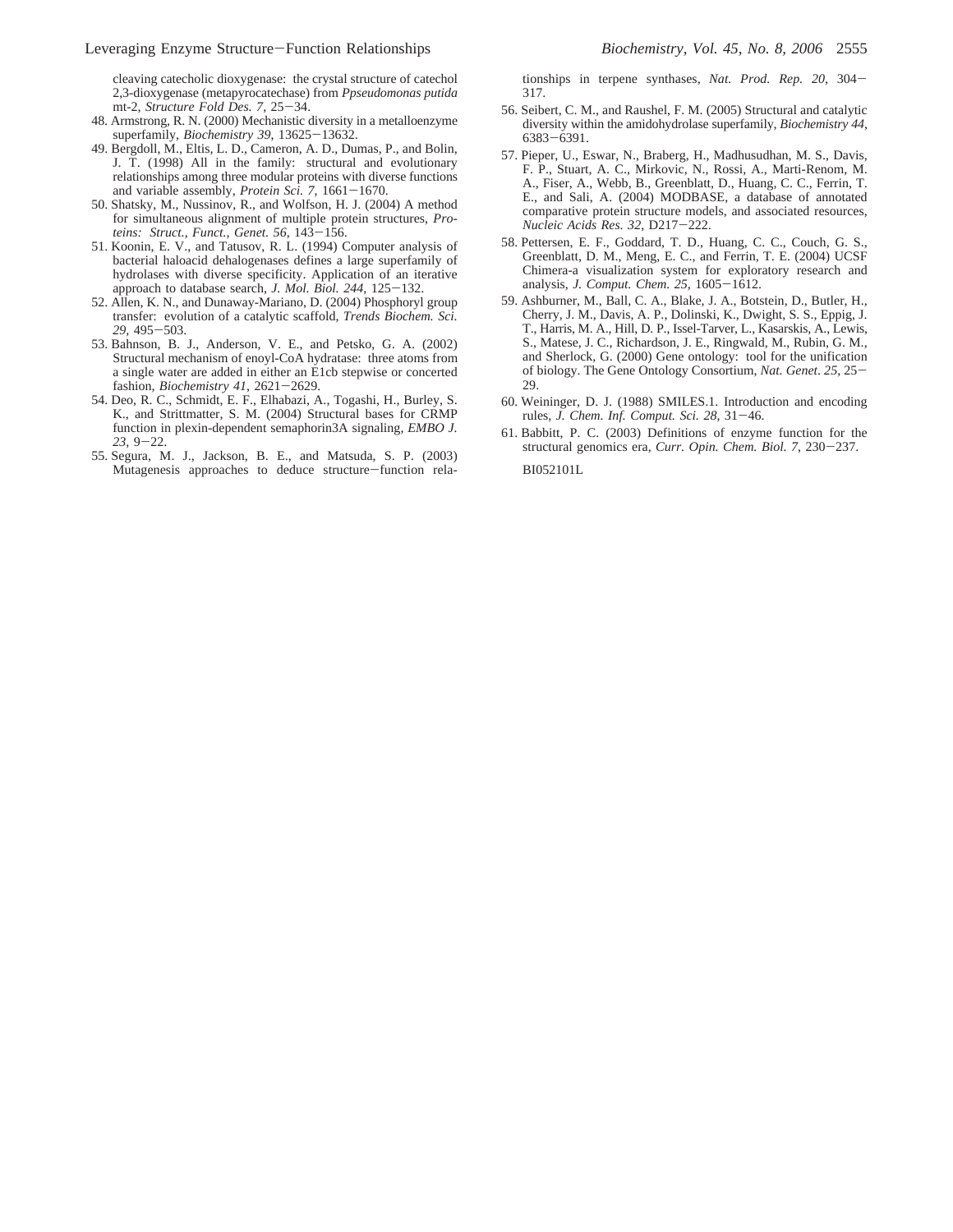cleaving catecholic dioxygenase: the crystal structure of catechol 2,3-dioxygenase (metapyrocatechase) from *Ppseudomonas putida* mt-2, *Structure Fold Des. 7*, 25−34.

48. Armstrong, R. N. (2000) Mechanistic diversity in a metalloenzyme superfamily, *Biochemistry 39*, 13625−13632.
49. Bergdoll, M., Eltis, L. D., Cameron, A. D., Dumas, P., and Bolin, J. T. (1998) All in the family: structural and evolutionary relationships among three modular proteins with diverse functions and variable assembly, *Protein Sci. 7*, 1661−1670.
50. Shatsky, M., Nussinov, R., and Wolfson, H. J. (2004) A method for simultaneous alignment of multiple protein structures, *Proteins: Struct., Funct., Genet. 56*, 143−156.
51. Koonin, E. V., and Tatusov, R. L. (1994) Computer analysis of bacterial haloacid dehalogenases defines a large superfamily of hydrolases with diverse specificity. Application of an iterative approach to database search, *J. Mol. Biol. 244*, 125−132.
52. Allen, K. N., and Dunaway-Mariano, D. (2004) Phosphoryl group transfer: evolution of a catalytic scaffold, *Trends Biochem. Sci. 29*, 495−503.
53. Bahnson, B. J., Anderson, V. E., and Petsko, G. A. (2002) Structural mechanism of enoyl-CoA hydratase: three atoms from a single water are added in either an E1cb stepwise or concerted fashion, *Biochemistry 41*, 2621−2629.
54. Deo, R. C., Schmidt, E. F., Elhabazi, A., Togashi, H., Burley, S. K., and Strittmatter, S. M. (2004) Structural bases for CRMP function in plexin-dependent semaphorin3A signaling, *EMBO J. 23*, 9−22.
55. Segura, M. J., Jackson, B. E., and Matsuda, S. P. (2003) Mutagenesis approaches to deduce structure−function relationships in terpene synthases, *Nat. Prod. Rep. 20*, 304−317.
56. Seibert, C. M., and Raushel, F. M. (2005) Structural and catalytic diversity within the amidohydrolase superfamily, *Biochemistry 44*, 6383−6391.
57. Pieper, U., Eswar, N., Braberg, H., Madhusudhan, M. S., Davis, F. P., Stuart, A. C., Mirkovic, N., Rossi, A., Marti-Renom, M. A., Fiser, A., Webb, B., Greenblatt, D., Huang, C. C., Ferrin, T. E., and Sali, A. (2004) MODBASE, a database of annotated comparative protein structure models, and associated resources, *Nucleic Acids Res. 32*, D217−222.
58. Pettersen, E. F., Goddard, T. D., Huang, C. C., Couch, G. S., Greenblatt, D. M., Meng, E. C., and Ferrin, T. E. (2004) UCSF Chimera-a visualization system for exploratory research and analysis, *J. Comput. Chem. 25*, 1605−1612.
59. Ashburner, M., Ball, C. A., Blake, J. A., Botstein, D., Butler, H., Cherry, J. M., Davis, A. P., Dolinski, K., Dwight, S. S., Eppig, J. T., Harris, M. A., Hill, D. P., Issel-Tarver, L., Kasarskis, A., Lewis, S., Matese, J. C., Richardson, J. E., Ringwald, M., Rubin, G. M., and Sherlock, G. (2000) Gene ontology: tool for the unification of biology. The Gene Ontology Consortium, *Nat. Genet. 25*, 25−29.
60. Weininger, D. J. (1988) SMILES.1. Introduction and encoding rules, *J. Chem. Inf. Comput. Sci. 28*, 31−46.
61. Babbitt, P. C. (2003) Definitions of enzyme function for the structural genomics era, *Curr. Opin. Chem. Biol. 7*, 230−237.

BI052101L